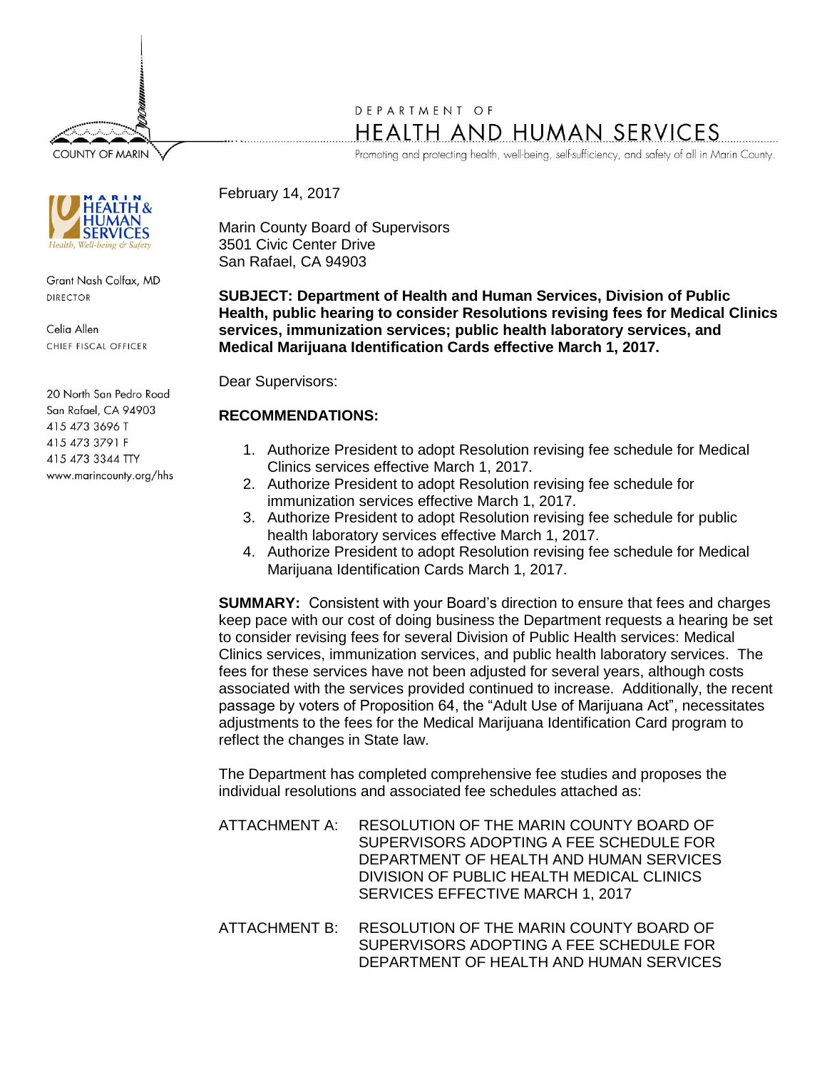COUNTY OF MARIN

DEPARTMENT OF

# HEALTH AND HUMAN SERVICES

Promoting and protecting health, well-being, self-sufficiency, and safety of all in Marin County.

MARIN HEALTH & HUMAN SERVICES
*Health, Well-being & Safety*

Grant Nash Colfax, MD
DIRECTOR

Celia Allen
CHIEF FISCAL OFFICER

20 North San Pedro Road
San Rafael, CA 94903
415 473 3696 T
415 473 3791 F
415 473 3344 TTY
www.marincounty.org/hhs

February 14, 2017

Marin County Board of Supervisors
3501 Civic Center Drive
San Rafael, CA 94903

**SUBJECT: Department of Health and Human Services, Division of Public Health, public hearing to consider Resolutions revising fees for Medical Clinics services, immunization services; public health laboratory services, and Medical Marijuana Identification Cards effective March 1, 2017.**

Dear Supervisors:

**RECOMMENDATIONS:**

1. Authorize President to adopt Resolution revising fee schedule for Medical Clinics services effective March 1, 2017.
2. Authorize President to adopt Resolution revising fee schedule for immunization services effective March 1, 2017.
3. Authorize President to adopt Resolution revising fee schedule for public health laboratory services effective March 1, 2017.
4. Authorize President to adopt Resolution revising fee schedule for Medical Marijuana Identification Cards March 1, 2017.

**SUMMARY:** Consistent with your Board's direction to ensure that fees and charges keep pace with our cost of doing business the Department requests a hearing be set to consider revising fees for several Division of Public Health services: Medical Clinics services, immunization services, and public health laboratory services. The fees for these services have not been adjusted for several years, although costs associated with the services provided continued to increase. Additionally, the recent passage by voters of Proposition 64, the "Adult Use of Marijuana Act", necessitates adjustments to the fees for the Medical Marijuana Identification Card program to reflect the changes in State law.

The Department has completed comprehensive fee studies and proposes the individual resolutions and associated fee schedules attached as:

ATTACHMENT A: RESOLUTION OF THE MARIN COUNTY BOARD OF SUPERVISORS ADOPTING A FEE SCHEDULE FOR DEPARTMENT OF HEALTH AND HUMAN SERVICES DIVISION OF PUBLIC HEALTH MEDICAL CLINICS SERVICES EFFECTIVE MARCH 1, 2017

ATTACHMENT B: RESOLUTION OF THE MARIN COUNTY BOARD OF SUPERVISORS ADOPTING A FEE SCHEDULE FOR DEPARTMENT OF HEALTH AND HUMAN SERVICES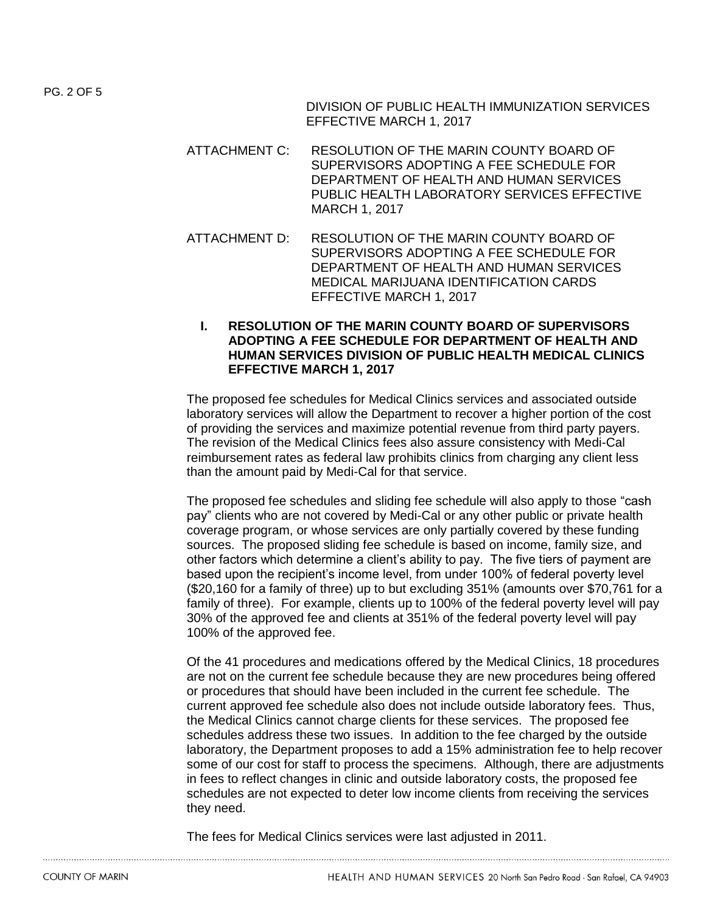DIVISION OF PUBLIC HEALTH IMMUNIZATION SERVICES EFFECTIVE MARCH 1, 2017

ATTACHMENT C: RESOLUTION OF THE MARIN COUNTY BOARD OF SUPERVISORS ADOPTING A FEE SCHEDULE FOR DEPARTMENT OF HEALTH AND HUMAN SERVICES PUBLIC HEALTH LABORATORY SERVICES EFFECTIVE MARCH 1, 2017

ATTACHMENT D: RESOLUTION OF THE MARIN COUNTY BOARD OF SUPERVISORS ADOPTING A FEE SCHEDULE FOR DEPARTMENT OF HEALTH AND HUMAN SERVICES MEDICAL MARIJUANA IDENTIFICATION CARDS EFFECTIVE MARCH 1, 2017

## I. RESOLUTION OF THE MARIN COUNTY BOARD OF SUPERVISORS ADOPTING A FEE SCHEDULE FOR DEPARTMENT OF HEALTH AND HUMAN SERVICES DIVISION OF PUBLIC HEALTH MEDICAL CLINICS EFFECTIVE MARCH 1, 2017

The proposed fee schedules for Medical Clinics services and associated outside laboratory services will allow the Department to recover a higher portion of the cost of providing the services and maximize potential revenue from third party payers. The revision of the Medical Clinics fees also assure consistency with Medi-Cal reimbursement rates as federal law prohibits clinics from charging any client less than the amount paid by Medi-Cal for that service.

The proposed fee schedules and sliding fee schedule will also apply to those "cash pay" clients who are not covered by Medi-Cal or any other public or private health coverage program, or whose services are only partially covered by these funding sources. The proposed sliding fee schedule is based on income, family size, and other factors which determine a client's ability to pay. The five tiers of payment are based upon the recipient's income level, from under 100% of federal poverty level ($20,160 for a family of three) up to but excluding 351% (amounts over $70,761 for a family of three). For example, clients up to 100% of the federal poverty level will pay 30% of the approved fee and clients at 351% of the federal poverty level will pay 100% of the approved fee.

Of the 41 procedures and medications offered by the Medical Clinics, 18 procedures are not on the current fee schedule because they are new procedures being offered or procedures that should have been included in the current fee schedule. The current approved fee schedule also does not include outside laboratory fees. Thus, the Medical Clinics cannot charge clients for these services. The proposed fee schedules address these two issues. In addition to the fee charged by the outside laboratory, the Department proposes to add a 15% administration fee to help recover some of our cost for staff to process the specimens. Although, there are adjustments in fees to reflect changes in clinic and outside laboratory costs, the proposed fee schedules are not expected to deter low income clients from receiving the services they need.

The fees for Medical Clinics services were last adjusted in 2011.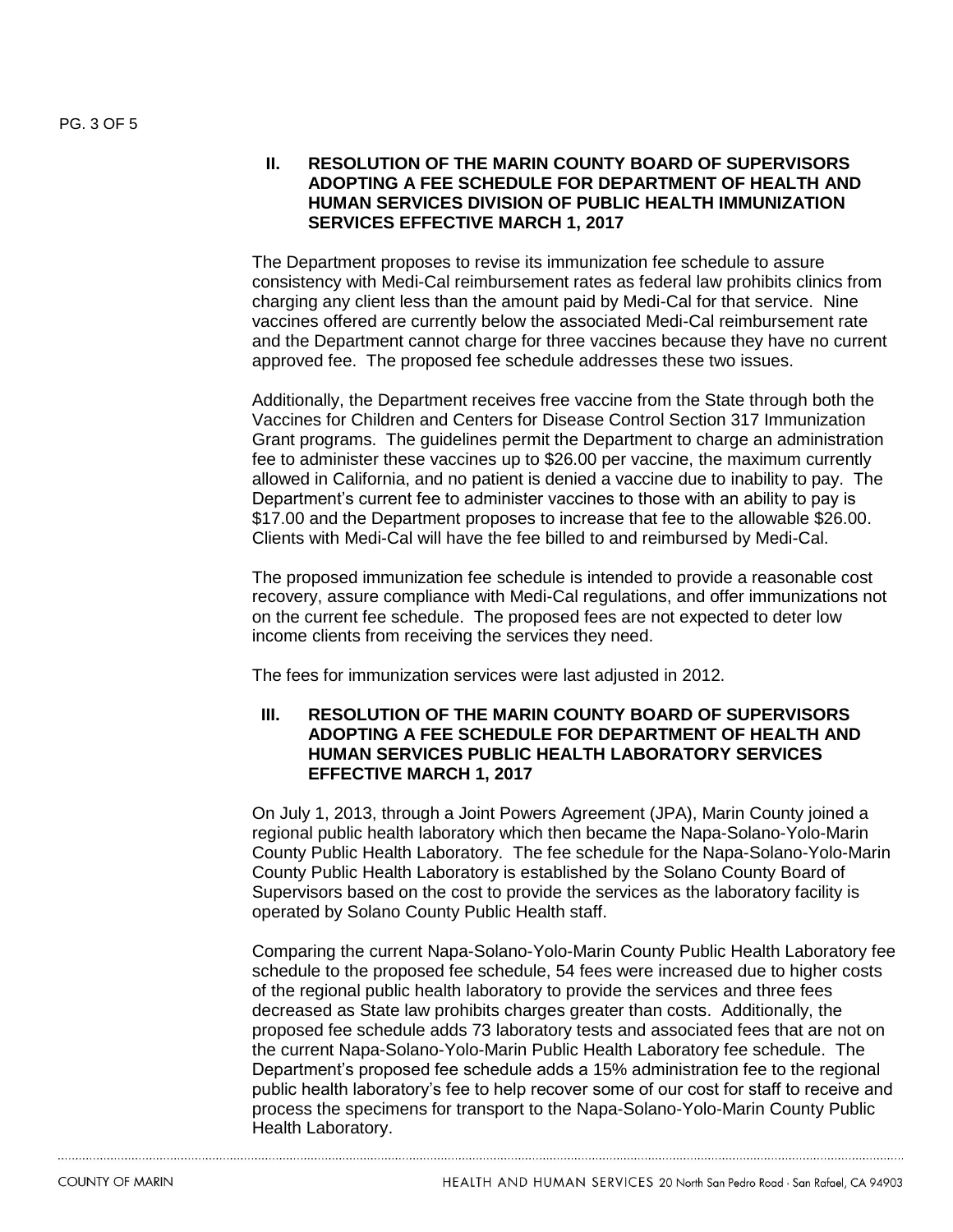## II. RESOLUTION OF THE MARIN COUNTY BOARD OF SUPERVISORS ADOPTING A FEE SCHEDULE FOR DEPARTMENT OF HEALTH AND HUMAN SERVICES DIVISION OF PUBLIC HEALTH IMMUNIZATION SERVICES EFFECTIVE MARCH 1, 2017

The Department proposes to revise its immunization fee schedule to assure consistency with Medi-Cal reimbursement rates as federal law prohibits clinics from charging any client less than the amount paid by Medi-Cal for that service. Nine vaccines offered are currently below the associated Medi-Cal reimbursement rate and the Department cannot charge for three vaccines because they have no current approved fee. The proposed fee schedule addresses these two issues.

Additionally, the Department receives free vaccine from the State through both the Vaccines for Children and Centers for Disease Control Section 317 Immunization Grant programs. The guidelines permit the Department to charge an administration fee to administer these vaccines up to $26.00 per vaccine, the maximum currently allowed in California, and no patient is denied a vaccine due to inability to pay. The Department's current fee to administer vaccines to those with an ability to pay is $17.00 and the Department proposes to increase that fee to the allowable $26.00. Clients with Medi-Cal will have the fee billed to and reimbursed by Medi-Cal.

The proposed immunization fee schedule is intended to provide a reasonable cost recovery, assure compliance with Medi-Cal regulations, and offer immunizations not on the current fee schedule. The proposed fees are not expected to deter low income clients from receiving the services they need.

The fees for immunization services were last adjusted in 2012.

## III. RESOLUTION OF THE MARIN COUNTY BOARD OF SUPERVISORS ADOPTING A FEE SCHEDULE FOR DEPARTMENT OF HEALTH AND HUMAN SERVICES PUBLIC HEALTH LABORATORY SERVICES EFFECTIVE MARCH 1, 2017

On July 1, 2013, through a Joint Powers Agreement (JPA), Marin County joined a regional public health laboratory which then became the Napa-Solano-Yolo-Marin County Public Health Laboratory. The fee schedule for the Napa-Solano-Yolo-Marin County Public Health Laboratory is established by the Solano County Board of Supervisors based on the cost to provide the services as the laboratory facility is operated by Solano County Public Health staff.

Comparing the current Napa-Solano-Yolo-Marin County Public Health Laboratory fee schedule to the proposed fee schedule, 54 fees were increased due to higher costs of the regional public health laboratory to provide the services and three fees decreased as State law prohibits charges greater than costs. Additionally, the proposed fee schedule adds 73 laboratory tests and associated fees that are not on the current Napa-Solano-Yolo-Marin Public Health Laboratory fee schedule. The Department's proposed fee schedule adds a 15% administration fee to the regional public health laboratory's fee to help recover some of our cost for staff to receive and process the specimens for transport to the Napa-Solano-Yolo-Marin County Public Health Laboratory.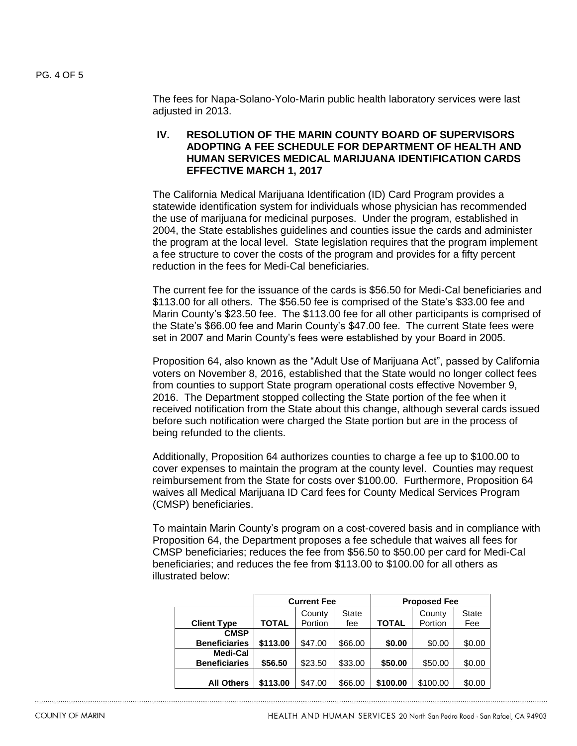The fees for Napa-Solano-Yolo-Marin public health laboratory services were last adjusted in 2013.

## IV. RESOLUTION OF THE MARIN COUNTY BOARD OF SUPERVISORS ADOPTING A FEE SCHEDULE FOR DEPARTMENT OF HEALTH AND HUMAN SERVICES MEDICAL MARIJUANA IDENTIFICATION CARDS EFFECTIVE MARCH 1, 2017

The California Medical Marijuana Identification (ID) Card Program provides a statewide identification system for individuals whose physician has recommended the use of marijuana for medicinal purposes. Under the program, established in 2004, the State establishes guidelines and counties issue the cards and administer the program at the local level. State legislation requires that the program implement a fee structure to cover the costs of the program and provides for a fifty percent reduction in the fees for Medi-Cal beneficiaries.

The current fee for the issuance of the cards is $56.50 for Medi-Cal beneficiaries and $113.00 for all others. The $56.50 fee is comprised of the State's $33.00 fee and Marin County's $23.50 fee. The $113.00 fee for all other participants is comprised of the State's $66.00 fee and Marin County's $47.00 fee. The current State fees were set in 2007 and Marin County's fees were established by your Board in 2005.

Proposition 64, also known as the "Adult Use of Marijuana Act", passed by California voters on November 8, 2016, established that the State would no longer collect fees from counties to support State program operational costs effective November 9, 2016. The Department stopped collecting the State portion of the fee when it received notification from the State about this change, although several cards issued before such notification were charged the State portion but are in the process of being refunded to the clients.

Additionally, Proposition 64 authorizes counties to charge a fee up to $100.00 to cover expenses to maintain the program at the county level. Counties may request reimbursement from the State for costs over $100.00. Furthermore, Proposition 64 waives all Medical Marijuana ID Card fees for County Medical Services Program (CMSP) beneficiaries.

To maintain Marin County's program on a cost-covered basis and in compliance with Proposition 64, the Department proposes a fee schedule that waives all fees for CMSP beneficiaries; reduces the fee from $56.50 to $50.00 per card for Medi-Cal beneficiaries; and reduces the fee from $113.00 to $100.00 for all others as illustrated below:

| | Current Fee | | | Proposed Fee | | |
|---|---|---|---|---|---|---|
| **Client Type** | **TOTAL** | County Portion | State fee | **TOTAL** | County Portion | State Fee |
| **CMSP Beneficiaries** | **$113.00** | $47.00 | $66.00 | **$0.00** | $0.00 | $0.00 |
| **Medi-Cal Beneficiaries** | **$56.50** | $23.50 | $33.00 | **$50.00** | $50.00 | $0.00 |
| **All Others** | **$113.00** | $47.00 | $66.00 | **$100.00** | $100.00 | $0.00 |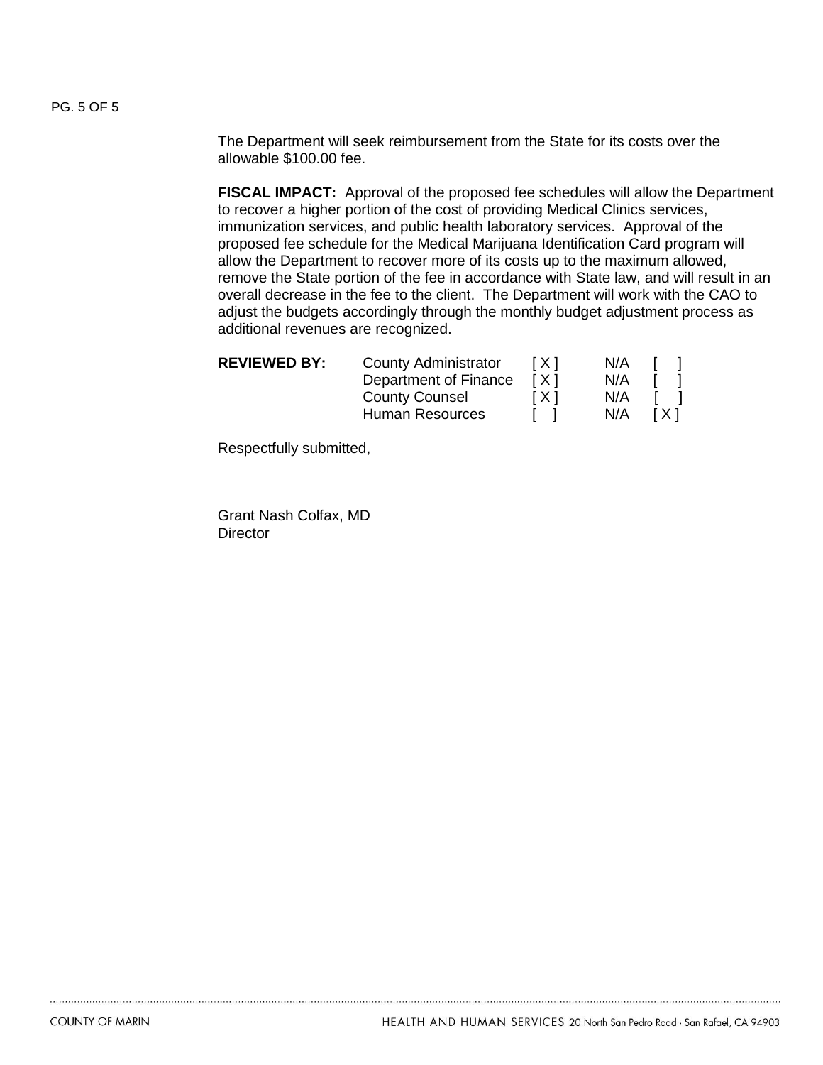The Department will seek reimbursement from the State for its costs over the allowable $100.00 fee.

**FISCAL IMPACT:** Approval of the proposed fee schedules will allow the Department to recover a higher portion of the cost of providing Medical Clinics services, immunization services, and public health laboratory services. Approval of the proposed fee schedule for the Medical Marijuana Identification Card program will allow the Department to recover more of its costs up to the maximum allowed, remove the State portion of the fee in accordance with State law, and will result in an overall decrease in the fee to the client. The Department will work with the CAO to adjust the budgets accordingly through the monthly budget adjustment process as additional revenues are recognized.

| | | | | |
|---|---|---|---|---|
| **REVIEWED BY:** | County Administrator | [ X ] | N/A | [ ] |
| | Department of Finance | [ X ] | N/A | [ ] |
| | County Counsel | [ X ] | N/A | [ ] |
| | Human Resources | [ ] | N/A | [ X ] |

Respectfully submitted,

Grant Nash Colfax, MD
Director